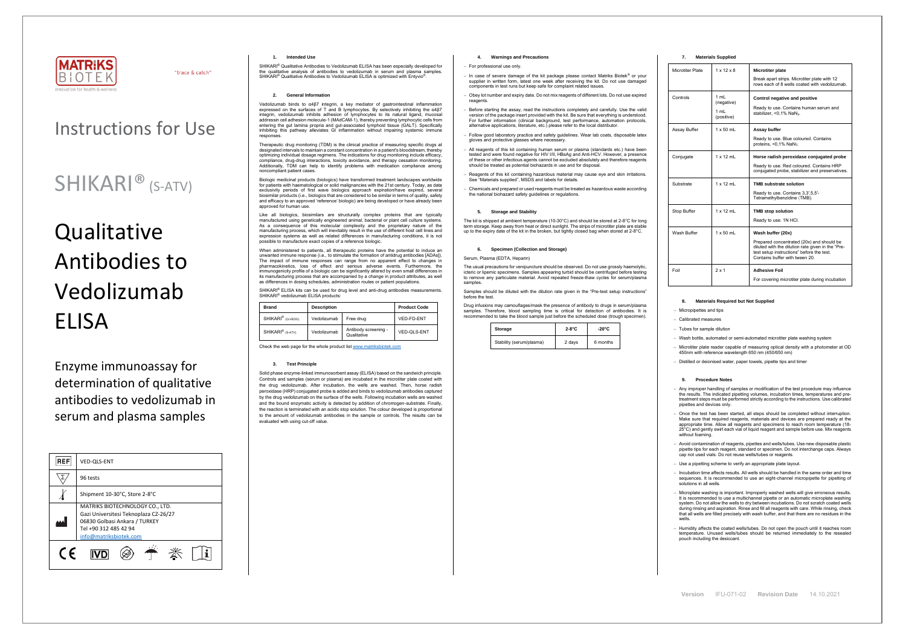MATRIKS BIOTEK

Innovation for health & wellness

"trace & catch"

# Instructions for Use

# SHIKARI® (S-ATV)

# Qualitative Antibodies to Vedolizumab ELISA

Enzyme immunoassay for determination of qualitative antibodies to vedolizumab in serum and plasma samples

| | |
|---|---|
| REF | VED-QLS-ENT |
| Σ | 96 tests |
| | Shipment 10-30°C, Store 2-8°C |
| | MATRIKS BIOTECHNOLOGY CO., LTD. Gazi Universitesi Teknoplaza CZ-26/27 06830 Golbasi Ankara / TURKEY Tel +90 312 485 42 94 info@matriksbiotek.com |

CE IVD

## 1. Intended Use

SHIKARI® Qualitative Antibodies to Vedolizumab ELISA has been especially developed for the qualitative analysis of antibodies to vedolizumab in serum and plasma samples. SHIKARI® Qualitative Antibodies to Vedolizumab ELISA is optimized with Entyvio®.

## 2. General Information

Vedolizumab binds to α4β7 integrin, a key mediator of gastrointestinal inflammation expressed on the surfaces of T and B lymphocytes. By selectively inhibiting the α4β7 integrin, vedolizumab inhibits adhesion of lymphocytes to its natural ligand, mucosal addressin cell adhesion molecule-1 (MAdCAM-1), thereby preventing lymphocytic cells from entering the gut lamina propria and gut-associated lymphoid tissue (GALT). Specifically inhibiting this pathway alleviates GI inflammation without impairing systemic immune responses.

Therapeutic drug monitoring (TDM) is the clinical practice of measuring specific drugs at designated intervals to maintain a constant concentration in a patient's bloodstream, thereby optimizing individual dosage regimens. The indications for drug monitoring include efficacy, compliance, drug-drug interactions, toxicity avoidance, and therapy cessation monitoring. Additionally, TDM can help to identify problems with medication compliance among noncompliant patient cases.

Biologic medicinal products (biologics) have transformed treatment landscapes worldwide for patients with haematological or solid malignancies with the 21st century. Today, as data exclusivity periods of first wave biologics approach expiration/have expired, several biosimilar products (i.e., biologics that are considered to be similar in terms of quality, safety and efficacy to an approved 'reference' biologic) are being developed or have already been approved for human use.

Like all biologics, biosimilars are structurally complex proteins that are typically manufactured using genetically engineered animal, bacterial or plant cell culture systems. As a consequence of this molecular complexity and the proprietary nature of the manufacturing process, which will inevitably result in the use of different host cell lines and expression systems as well as related differences in manufacturing conditions, it is not possible to manufacture exact copies of a reference biologic.

When administered to patients, all therapeutic proteins have the potential to induce an unwanted immune response (i.e., to stimulate the formation of antidrug antibodies [ADAs]). The impact of immune responses can range from no apparent effect to changes in pharmacokinetics, loss of effect and serious adverse events. Furthermore, the immunogenicity profile of a biologic can be significantly altered by even small differences in its manufacturing process that are accompanied by a change in product attributes, as well as differences in dosing schedules, administration routes or patient populations.

SHIKARI® ELISA kits can be used for drug level and anti-drug antibodies measurements. SHIKARI® vedolizumab ELISA products:

| Brand | Description | | Product Code |
|---|---|---|---|
| SHIKARI® (Q-VEDO) | Vedolizumab | Free drug | VED-FD-ENT |
| SHIKARI® (S-ATV) | Vedolizumab | Antibody screening - Qualitative | VED-QLS-ENT |

Check the web page for the whole product list www.matriksbiotek.com

## 3. Test Principle

Solid phase enzyme-linked immunosorbent assay (ELISA) based on the sandwich principle. Controls and samples (serum or plasma) are incubated in the microtiter plate coated with the drug vedolizumab. After incubation, the wells are washed. Then, horse radish peroxidase (HRP) conjugated probe is added and binds to vedolizumab antibodies captured by the drug vedolizumab on the surface of the wells. Following incubation wells are washed and the bound enzymatic activity is detected by addition of chromogen-substrate. Finally, the reaction is terminated with an acidic stop solution. The colour developed is proportional to the amount of vedolizumab antibodies in the sample or controls. The results can be evaluated with using cut-off value.

## 4. Warnings and Precautions

- For professional use only.
- In case of severe damage of the kit package please contact Matriks Biotek® or your supplier in written form, latest one week after receiving the kit. Do not use damaged components in test runs but keep safe for complaint related issues.
- Obey lot number and expiry date. Do not mix reagents of different lots. Do not use expired reagents.
- Before starting the assay, read the instructions completely and carefully. Use the valid version of the package insert provided with the kit. Be sure that everything is understood. For further information (clinical background, test performance, automation protocols, alternative applications, literature, etc.) please refer to the local distributor.
- Follow good laboratory practice and safety guidelines. Wear lab coats, disposable latex gloves and protective glasses where necessary.
- All reagents of this kit containing human serum or plasma (standards etc.) have been tested and were found negative for HIV I/II, HBsAg and Anti-HCV. However, a presence of these or other infectious agents cannot be excluded absolutely and therefore reagents should be treated as potential biohazards in use and for disposal.
- Reagents of this kit containing hazardous material may cause eye and skin irritations. See "Materials supplied", MSDS and labels for details.
- Chemicals and prepared or used reagents must be treated as hazardous waste according the national biohazard safety guidelines or regulations.

## 5. Storage and Stability

The kit is shipped at ambient temperature (10-30°C) and should be stored at 2-8°C for long term storage. Keep away from heat or direct sunlight. The strips of microtiter plate are stable up to the expiry date of the kit in the broken, but tightly closed bag when stored at 2-8°C.

## 6. Specimen (Collection and Storage)

Serum, Plasma (EDTA, Heparin)

The usual precautions for venipuncture should be observed. Do not use grossly haemolytic, icteric or lipemic specimens. Samples appearing turbid should be centrifuged before testing to remove any particulate material. Avoid repeated freeze-thaw cycles for serum/plasma samples.

Samples should be diluted with the dilution rate given in the "Pre-test setup instructions" before the test.

Drug infusions may camouflages/mask the presence of antibody to drugs in serum/plasma samples. Therefore, blood sampling time is critical for detection of antibodies. It is recommended to take the blood sample just before the scheduled dose (trough specimen).

| Storage | 2-8°C | -20°C |
|---|---|---|
| Stability (serum/plasma) | 2 days | 6 months |

## 7. Materials Supplied

| | | |
|---|---|---|
| Microtiter Plate | 1 x 12 x 8 | **Microtiter plate** Break apart strips. Microtiter plate with 12 rows each of 8 wells coated with vedolizumab. |
| Controls | 1 mL (negative) 1 mL (positive) | **Control negative and positive** Ready to use. Contains human serum and stabilizer, <0,1% $NaN_3$. |
| Assay Buffer | 1 x 50 mL | **Assay buffer** Ready to use. Blue coloured. Contains proteins, <0,1% $NaN_3$. |
| Conjugate | 1 x 12 mL | **Horse radish peroxidase conjugated probe** Ready to use. Red coloured. Contains HRP conjugated probe, stabilizer and preservatives. |
| Substrate | 1 x 12 mL | **TMB substrate solution** Ready to use. Contains 3,3',5,5'-Tetramethylbenzidine (TMB). |
| Stop Buffer | 1 x 12 mL | **TMB stop solution** Ready to use. 1N HCl. |
| Wash Buffer | 1 x 50 mL | **Wash buffer (20x)** Prepared concentrated (20x) and should be diluted with the dilution rate given in the "Pre-test setup instructions" before the test. Contains buffer with tween 20. |
| Foil | 2 x 1 | **Adhesive Foil** For covering microtiter plate during incubation |

## 8. Materials Required but Not Supplied

- Micropipettes and tips
- Calibrated measures
- Tubes for sample dilution
- Wash bottle, automated or semi-automated microtiter plate washing system
- Microtiter plate reader capable of measuring optical density with a photometer at OD 450nm with reference wavelength 650 nm (450/650 nm)
- Distilled or deionised water, paper towels, pipette tips and timer

## 9. Procedure Notes

- Any improper handling of samples or modification of the test procedure may influence the results. The indicated pipetting volumes, incubation times, temperatures and pre-treatment steps must be performed strictly according to the instructions. Use calibrated pipettes and devices only.
- Once the test has been started, all steps should be completed without interruption. Make sure that required reagents, materials and devices are prepared ready at the appropriate time. Allow all reagents and specimens to reach room temperature (18-25°C) and gently swirl each vial of liquid reagent and sample before use. Mix reagents without foaming.
- Avoid contamination of reagents, pipettes and wells/tubes. Use new disposable plastic pipette tips for each reagent, standard or specimen. Do not interchange caps. Always cap not used vials. Do not reuse wells/tubes or reagents.
- Use a pipetting scheme to verify an appropriate plate layout.
- Incubation time affects results. All wells should be handled in the same order and time sequences. It is recommended to use an eight-channel micropipette for pipetting of solutions in all wells.
- Microplate washing is important. Improperly washed wells will give erroneous results. It is recommended to use a multichannel pipette or an automatic microplate washing system. Do not allow the wells to dry between incubations. Do not scratch coated wells during rinsing and aspiration. Rinse and fill all reagents with care. While rinsing, check that all wells are filled precisely with wash buffer, and that there are no residues in the wells.
- Humidity affects the coated wells/tubes. Do not open the pouch until it reaches room temperature. Unused wells/tubes should be returned immediately to the resealed pouch including the desiccant.

Version IFU-071-02 Revision Date 14.10.2021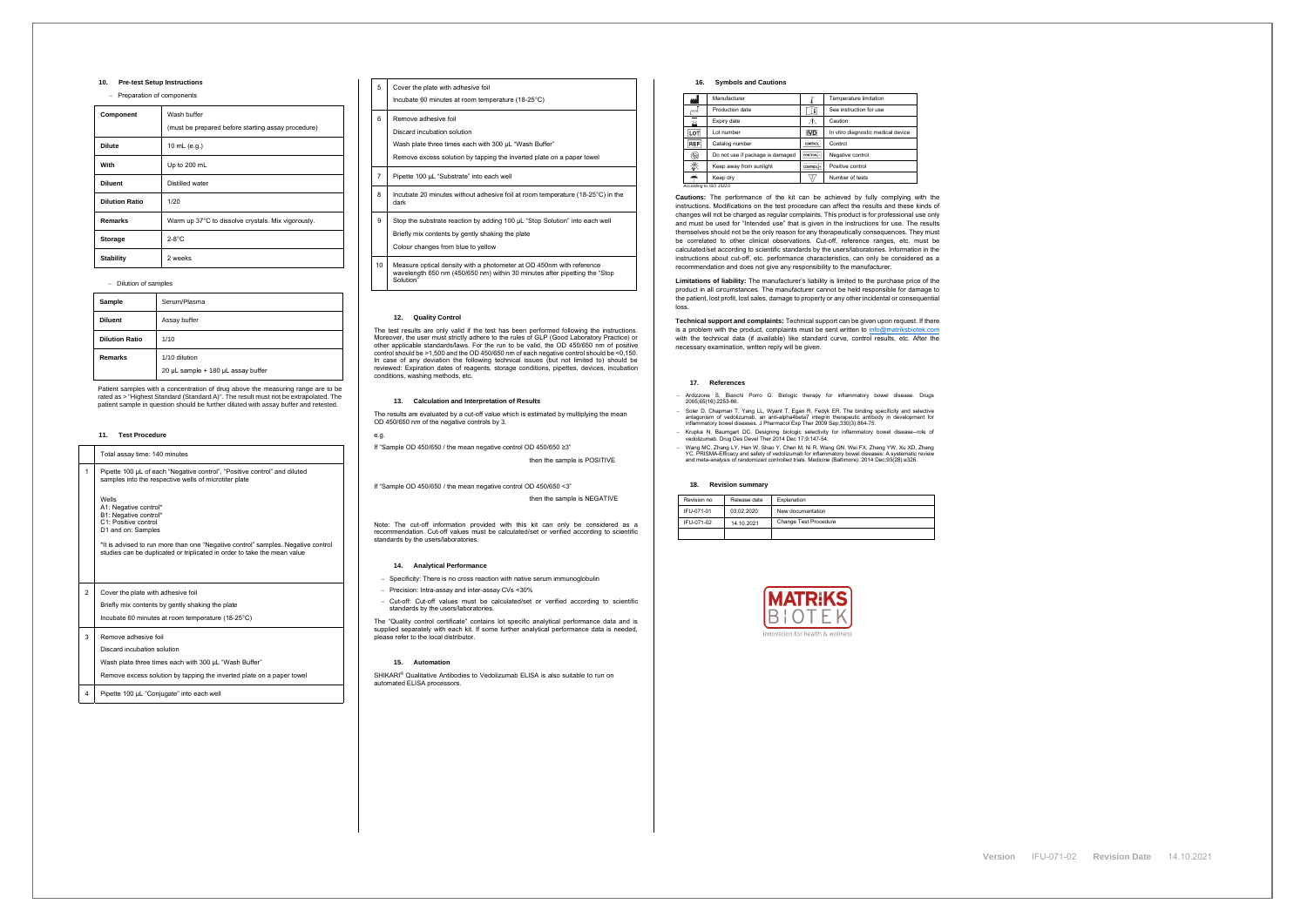## 10. Pre-test Setup Instructions

– Preparation of components

| Component | Wash buffer (must be prepared before starting assay procedure) |
|---|---|
| Dilute | 10 mL (e.g.) |
| With | Up to 200 mL |
| Diluent | Distilled water |
| Dilution Ratio | 1/20 |
| Remarks | Warm up 37°C to dissolve crystals. Mix vigorously. |
| Storage | 2-8°C |
| Stability | 2 weeks |

– Dilution of samples

| Sample | Serum/Plasma |
|---|---|
| Diluent | Assay buffer |
| Dilution Ratio | 1/10 |
| Remarks | 1/10 dilution<br>20 µL sample + 180 µL assay buffer |

Patient samples with a concentration of drug above the measuring range are to be rated as > "Highest Standard (Standard A)". The result must not be extrapolated. The patient sample in question should be further diluted with assay buffer and retested.

## 11. Test Procedure

| | Total assay time: 140 minutes |
|---|---|
| 1 | Pipette 100 µL of each "Negative control", "Positive control" and diluted samples into the respective wells of microtiter plate<br><br>Wells<br>A1: Negative control*<br>B1: Negative control*<br>C1: Positive control<br>D1 and on: Samples<br><br>*It is advised to run more than one "Negative control" samples. Negative control studies can be duplicated or triplicated in order to take the mean value |
| 2 | Cover the plate with adhesive foil<br>Briefly mix contents by gently shaking the plate<br>Incubate 60 minutes at room temperature (18-25°C) |
| 3 | Remove adhesive foil<br>Discard incubation solution<br>Wash plate three times each with 300 µL "Wash Buffer"<br>Remove excess solution by tapping the inverted plate on a paper towel |
| 4 | Pipette 100 µL "Conjugate" into each well |
| 5 | Cover the plate with adhesive foil<br>Incubate 60 minutes at room temperature (18-25°C) |
| 6 | Remove adhesive foil<br>Discard incubation solution<br>Wash plate three times each with 300 µL "Wash Buffer"<br>Remove excess solution by tapping the inverted plate on a paper towel |
| 7 | Pipette 100 µL "Substrate" into each well |
| 8 | Incubate 20 minutes without adhesive foil at room temperature (18-25°C) in the dark |
| 9 | Stop the substrate reaction by adding 100 µL "Stop Solution" into each well<br>Briefly mix contents by gently shaking the plate<br>Colour changes from blue to yellow |
| 10 | Measure optical density with a photometer at OD 450nm with reference wavelength 650 nm (450/650 nm) within 30 minutes after pipetting the "Stop Solution" |

## 12. Quality Control

The test results are only valid if the test has been performed following the instructions. Moreover, the user must strictly adhere to the rules of GLP (Good Laboratory Practice) or other applicable standards/laws. For the run to be valid, the OD 450/650 nm of positive control should be >1,500 and the OD 450/650 nm of each negative control should be <0,150. In case of any deviation the following technical issues (but not limited to) should be reviewed: Expiration dates of reagents, storage conditions, pipettes, devices, incubation conditions, washing methods, etc.

## 13. Calculation and Interpretation of Results

The results are evaluated by a cut-off value which is estimated by multiplying the mean OD 450/650 nm of the negative controls by 3.

e.g.

If "Sample OD 450/650 / the mean negative control OD 450/650 ≥3"

then the sample is POSITIVE

If "Sample OD 450/650 / the mean negative control OD 450/650 <3"

then the sample is NEGATIVE

Note: The cut-off information provided with this kit can only be considered as a recommendation. Cut-off values must be calculated/set or verified according to scientific standards by the users/laboratories.

## 14. Analytical Performance

– Specificity: There is no cross reaction with native serum immunoglobulin
– Precision: Intra-assay and inter-assay CVs <30%
– Cut-off: Cut-off values must be calculated/set or verified according to scientific standards by the users/laboratories.

The "Quality control certificate" contains lot specific analytical performance data and is supplied separately with each kit. If some further analytical performance data is needed, please refer to the local distributor.

## 15. Automation

SHIKARI® Qualitative Antibodies to Vedolizumab ELISA is also suitable to run on automated ELISA processors.

## 16. Symbols and Cautions

| | | | |
|---|---|---|---|
| | Manufacturer | | Temperature limitation |
| | Production date | | See instruction for use |
| | Expiry date | | Caution |
| LOT | Lot number | IVD | In vitro diagnostic medical device |
| REF | Catalog number | CONTROL | Control |
| | Do not use if package is damaged | CONTROL − | Negative control |
| | Keep away from sunlight | CONTROL + | Positive control |
| | Keep dry | | Number of tests |

According to ISO 15223

**Cautions:** The performance of the kit can be achieved by fully complying with the instructions. Modifications on the test procedure can affect the results and these kinds of changes will not be charged as regular complaints. This product is for professional use only and must be used for "Intended use" that is given in the instructions for use. The results themselves should not be the only reason for any therapeutically consequences. They must be correlated to other clinical observations. Cut-off, reference ranges, etc. must be calculated/set according to scientific standards by the users/laboratories. Information in the instructions about cut-off, etc. performance characteristics, can only be considered as a recommendation and does not give any responsibility to the manufacturer.

**Limitations of liability:** The manufacturer's liability is limited to the purchase price of the product in all circumstances. The manufacturer cannot be held responsible for damage to the patient, lost profit, lost sales, damage to property or any other incidental or consequential loss.

**Technical support and complaints:** Technical support can be given upon request. If there is a problem with the product, complaints must be sent written to info@matriksbiotek.com with the technical data (if available) like standard curve, control results, etc. After the necessary examination, written reply will be given.

## 17. References

– Ardizzone S, Bianchi Porro G. Biologic therapy for inflammatory bowel disease. Drugs 2005;65(16):2253-86.
– Soler D, Chapman T, Yang LL, Wyant T, Egan R, Fedyk ER. The binding specificity and selective antagonism of vedolizumab, an anti-alpha4beta7 integrin therapeutic antibody in development for inflammatory bowel diseases. J Pharmacol Exp Ther 2009 Sep;330(3):864-75.
– Krupka N, Baumgart DC. Designing biologic selectivity for inflammatory bowel disease--role of vedolizumab. Drug Des Devel Ther 2014 Dec 17;9:147-54.
– Wang MC, Zhang LY, Han W, Shao Y, Chen M, Ni R, Wang GN, Wei FX, Zhang YW, Xu XD, Zhang YC. PRISMA-Efficacy and safety of vedolizumab for inflammatory bowel diseases: A systematic review and meta-analysis of randomized controlled trials. Medicine (Baltimore). 2014 Dec;93(28):e326.

## 18. Revision summary

| Revision no | Release date | Explanation |
|---|---|---|
| IFU-071-01 | 03.02.2020 | New documentation |
| IFU-071-02 | 14.10.2021 | Change Test Procedure |
| | | |

MATRIKS BIOTEK
innovation for health & wellness